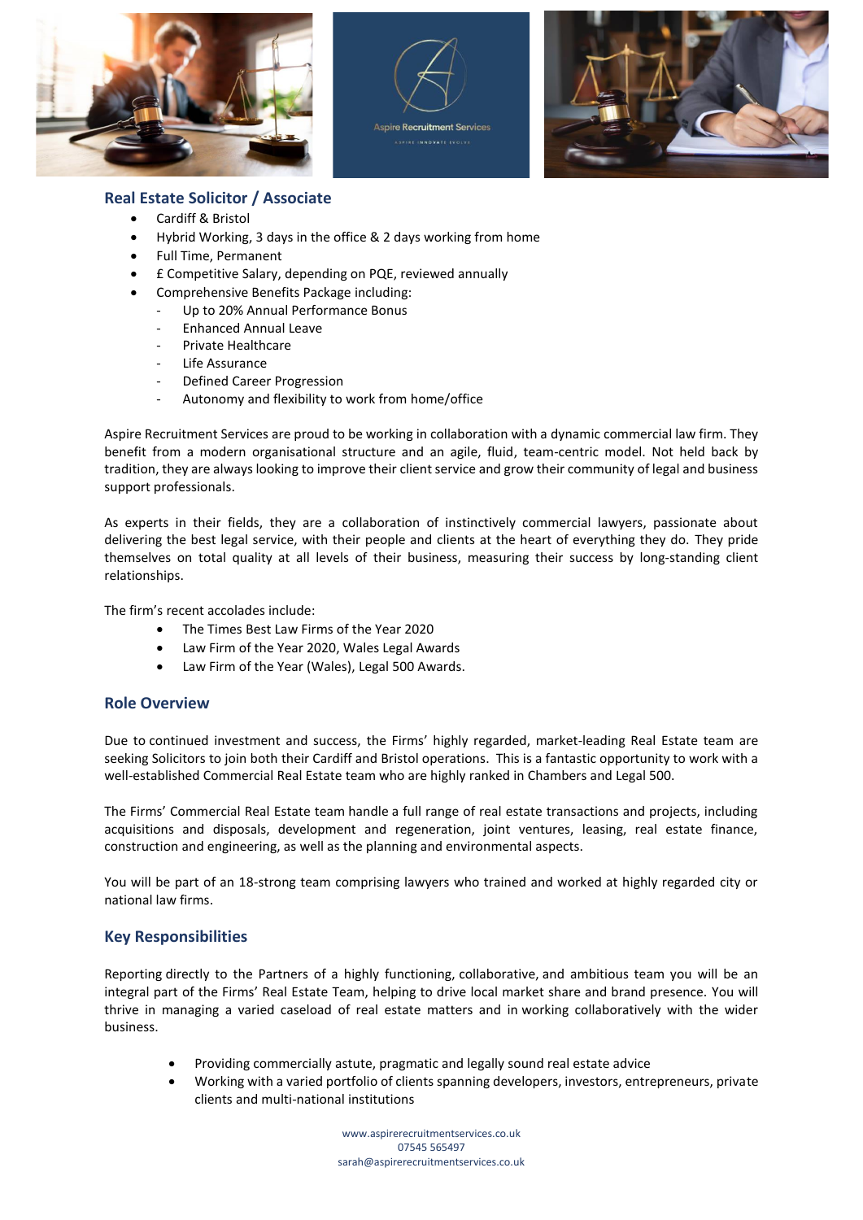## Real Estate Solicitor / Associate

- Cardiff & Bristol
- Hybrid Working, 3 days in the office & 2 days working from home
- Full Time, Permanent
- £ Competitive Salary, depending on PQE, reviewed annually
- Comprehensive Benefits Package including:
  - Up to 20% Annual Performance Bonus
  - Enhanced Annual Leave
  - Private Healthcare
  - Life Assurance
  - Defined Career Progression
  - Autonomy and flexibility to work from home/office

Aspire Recruitment Services are proud to be working in collaboration with a dynamic commercial law firm. They benefit from a modern organisational structure and an agile, fluid, team-centric model. Not held back by tradition, they are always looking to improve their client service and grow their community of legal and business support professionals.

As experts in their fields, they are a collaboration of instinctively commercial lawyers, passionate about delivering the best legal service, with their people and clients at the heart of everything they do. They pride themselves on total quality at all levels of their business, measuring their success by long-standing client relationships.

The firm's recent accolades include:

- The Times Best Law Firms of the Year 2020
- Law Firm of the Year 2020, Wales Legal Awards
- Law Firm of the Year (Wales), Legal 500 Awards.

## Role Overview

Due to continued investment and success, the Firms' highly regarded, market-leading Real Estate team are seeking Solicitors to join both their Cardiff and Bristol operations. This is a fantastic opportunity to work with a well-established Commercial Real Estate team who are highly ranked in Chambers and Legal 500.

The Firms' Commercial Real Estate team handle a full range of real estate transactions and projects, including acquisitions and disposals, development and regeneration, joint ventures, leasing, real estate finance, construction and engineering, as well as the planning and environmental aspects.

You will be part of an 18-strong team comprising lawyers who trained and worked at highly regarded city or national law firms.

## Key Responsibilities

Reporting directly to the Partners of a highly functioning, collaborative, and ambitious team you will be an integral part of the Firms' Real Estate Team, helping to drive local market share and brand presence. You will thrive in managing a varied caseload of real estate matters and in working collaboratively with the wider business.

- Providing commercially astute, pragmatic and legally sound real estate advice
- Working with a varied portfolio of clients spanning developers, investors, entrepreneurs, private clients and multi-national institutions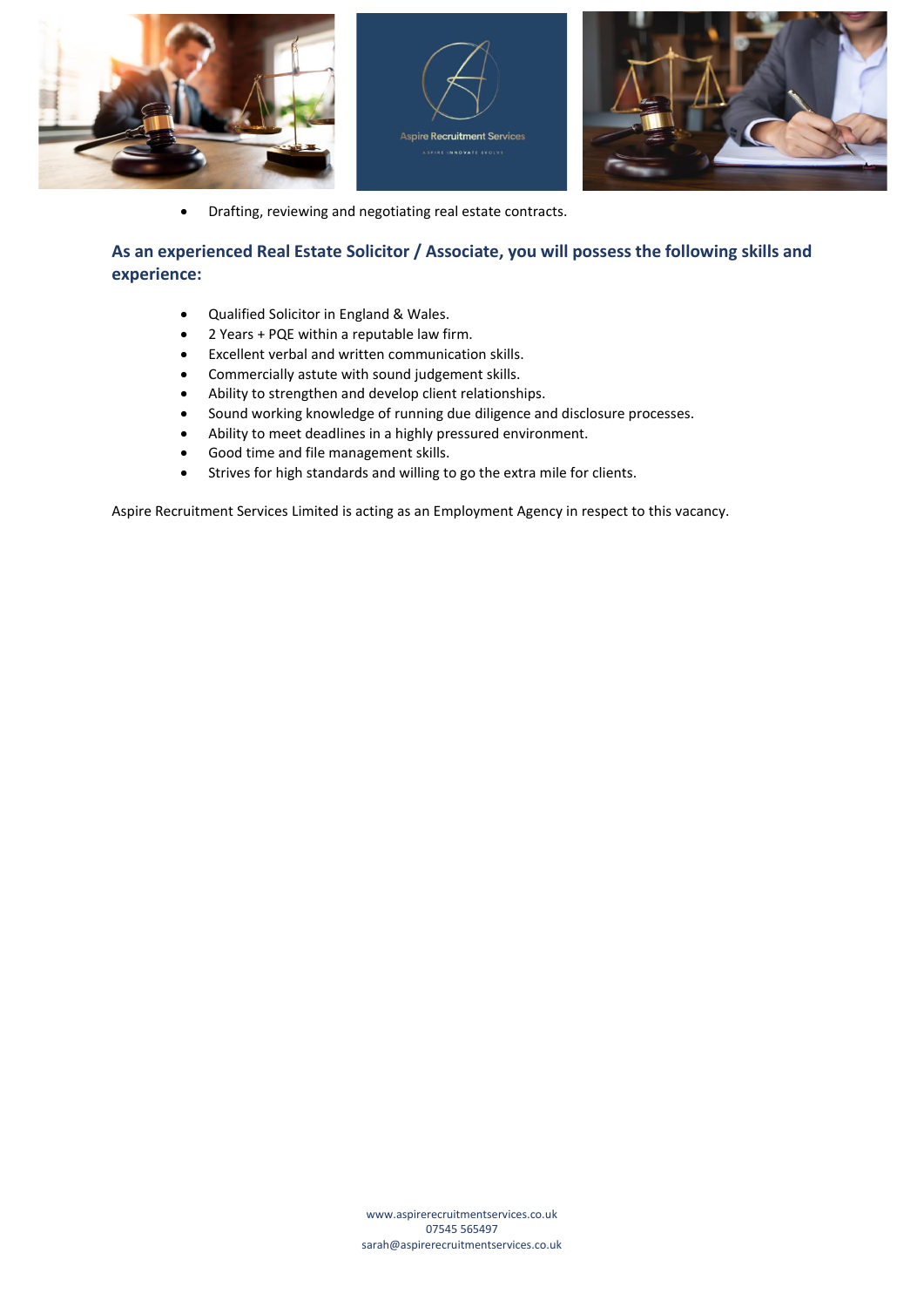- Drafting, reviewing and negotiating real estate contracts.

## As an experienced Real Estate Solicitor / Associate, you will possess the following skills and experience:

- Qualified Solicitor in England & Wales.
- 2 Years + PQE within a reputable law firm.
- Excellent verbal and written communication skills.
- Commercially astute with sound judgement skills.
- Ability to strengthen and develop client relationships.
- Sound working knowledge of running due diligence and disclosure processes.
- Ability to meet deadlines in a highly pressured environment.
- Good time and file management skills.
- Strives for high standards and willing to go the extra mile for clients.

Aspire Recruitment Services Limited is acting as an Employment Agency in respect to this vacancy.

www.aspirerecruitmentservices.co.uk
07545 565497
sarah@aspirerecruitmentservices.co.uk